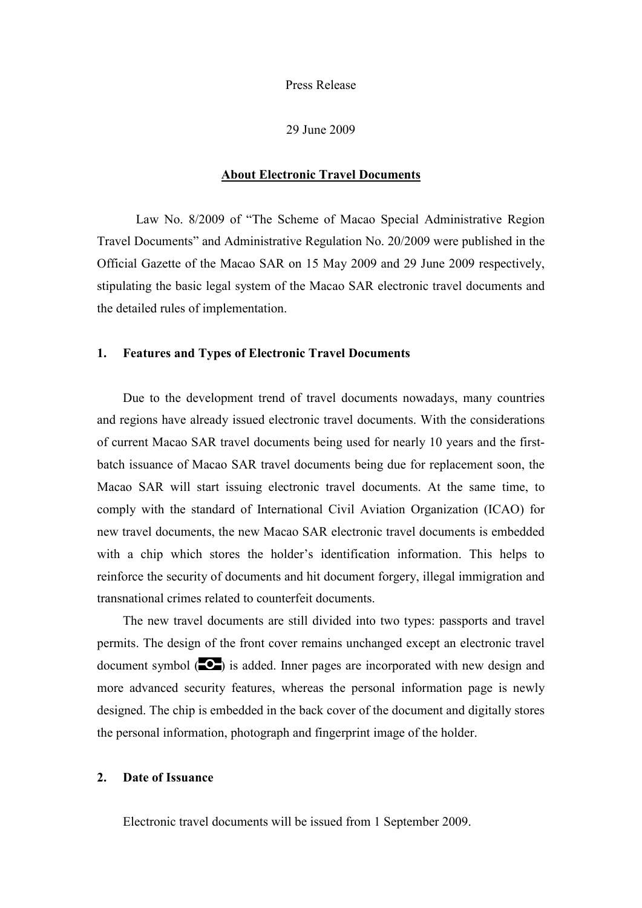Press Release

29 June 2009

# About Electronic Travel Documents

Law No. 8/2009 of "The Scheme of Macao Special Administrative Region Travel Documents" and Administrative Regulation No. 20/2009 were published in the Official Gazette of the Macao SAR on 15 May 2009 and 29 June 2009 respectively, stipulating the basic legal system of the Macao SAR electronic travel documents and the detailed rules of implementation.

## 1. Features and Types of Electronic Travel Documents

Due to the development trend of travel documents nowadays, many countries and regions have already issued electronic travel documents. With the considerations of current Macao SAR travel documents being used for nearly 10 years and the first-batch issuance of Macao SAR travel documents being due for replacement soon, the Macao SAR will start issuing electronic travel documents. At the same time, to comply with the standard of International Civil Aviation Organization (ICAO) for new travel documents, the new Macao SAR electronic travel documents is embedded with a chip which stores the holder's identification information. This helps to reinforce the security of documents and hit document forgery, illegal immigration and transnational crimes related to counterfeit documents.

The new travel documents are still divided into two types: passports and travel permits. The design of the front cover remains unchanged except an electronic travel document symbol (⎯O⎯) is added. Inner pages are incorporated with new design and more advanced security features, whereas the personal information page is newly designed. The chip is embedded in the back cover of the document and digitally stores the personal information, photograph and fingerprint image of the holder.

## 2. Date of Issuance

Electronic travel documents will be issued from 1 September 2009.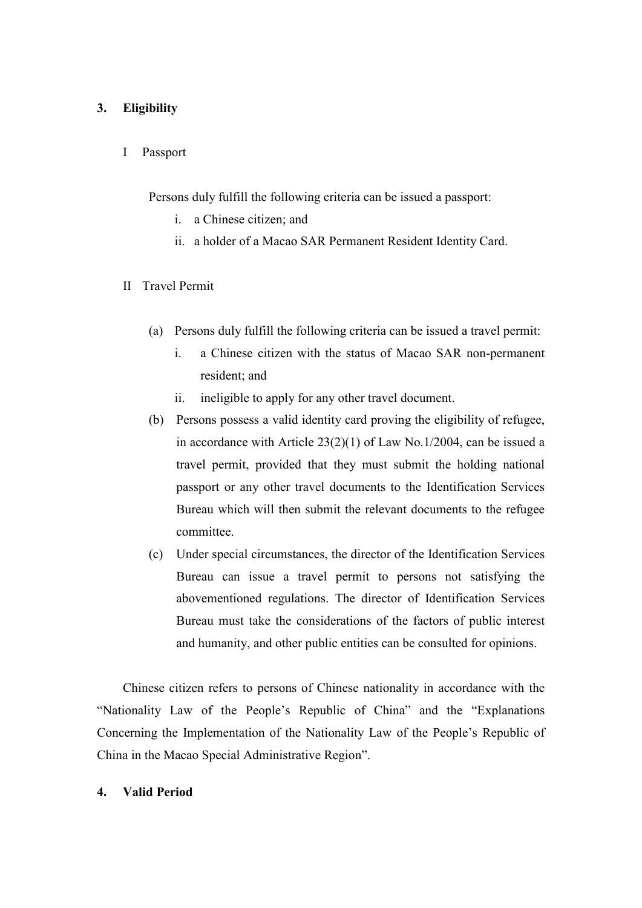## 3. Eligibility

### I Passport

Persons duly fulfill the following criteria can be issued a passport:

i. a Chinese citizen; and
ii. a holder of a Macao SAR Permanent Resident Identity Card.

### II Travel Permit

(a) Persons duly fulfill the following criteria can be issued a travel permit:

i. a Chinese citizen with the status of Macao SAR non-permanent resident; and
ii. ineligible to apply for any other travel document.

(b) Persons possess a valid identity card proving the eligibility of refugee, in accordance with Article 23(2)(1) of Law No.1/2004, can be issued a travel permit, provided that they must submit the holding national passport or any other travel documents to the Identification Services Bureau which will then submit the relevant documents to the refugee committee.

(c) Under special circumstances, the director of the Identification Services Bureau can issue a travel permit to persons not satisfying the abovementioned regulations. The director of Identification Services Bureau must take the considerations of the factors of public interest and humanity, and other public entities can be consulted for opinions.

Chinese citizen refers to persons of Chinese nationality in accordance with the “Nationality Law of the People’s Republic of China” and the “Explanations Concerning the Implementation of the Nationality Law of the People’s Republic of China in the Macao Special Administrative Region”.

## 4. Valid Period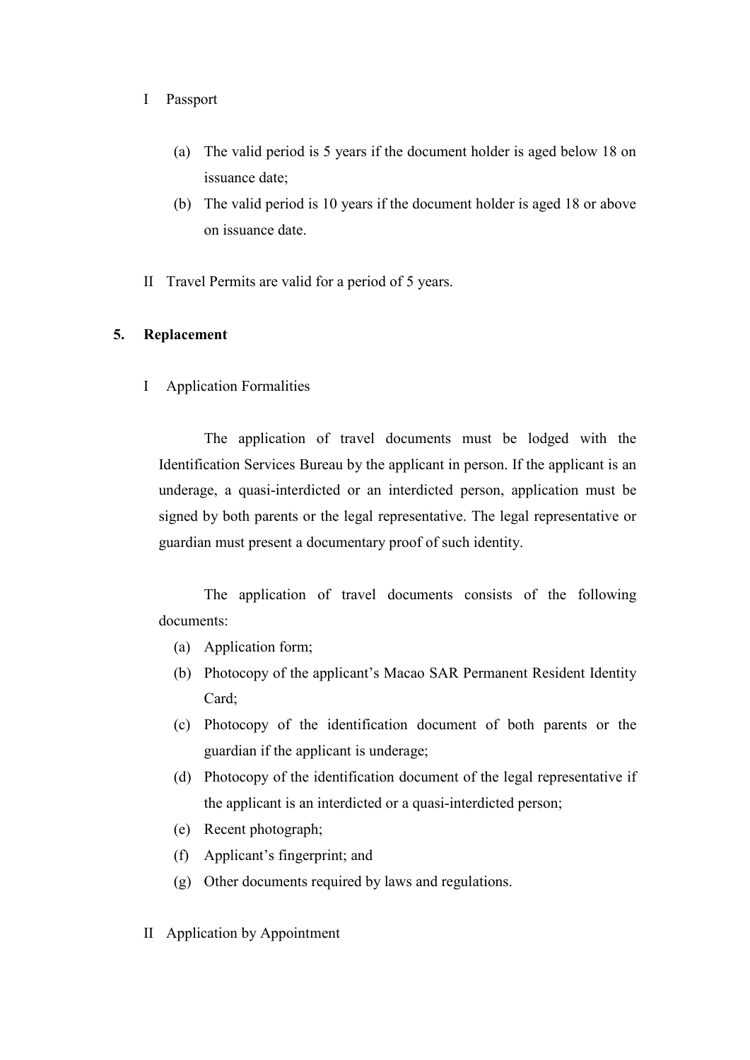I Passport

(a) The valid period is 5 years if the document holder is aged below 18 on issuance date;
(b) The valid period is 10 years if the document holder is aged 18 or above on issuance date.

II Travel Permits are valid for a period of 5 years.

## 5. Replacement

I Application Formalities

The application of travel documents must be lodged with the Identification Services Bureau by the applicant in person. If the applicant is an underage, a quasi-interdicted or an interdicted person, application must be signed by both parents or the legal representative. The legal representative or guardian must present a documentary proof of such identity.

The application of travel documents consists of the following documents:

(a) Application form;
(b) Photocopy of the applicant's Macao SAR Permanent Resident Identity Card;
(c) Photocopy of the identification document of both parents or the guardian if the applicant is underage;
(d) Photocopy of the identification document of the legal representative if the applicant is an interdicted or a quasi-interdicted person;
(e) Recent photograph;
(f) Applicant's fingerprint; and
(g) Other documents required by laws and regulations.

II Application by Appointment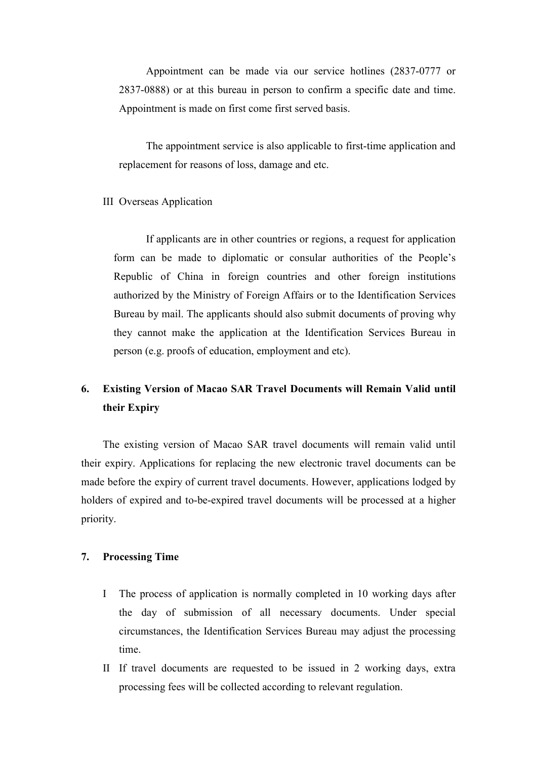Appointment can be made via our service hotlines (2837-0777 or 2837-0888) or at this bureau in person to confirm a specific date and time. Appointment is made on first come first served basis.

The appointment service is also applicable to first-time application and replacement for reasons of loss, damage and etc.

III Overseas Application

If applicants are in other countries or regions, a request for application form can be made to diplomatic or consular authorities of the People's Republic of China in foreign countries and other foreign institutions authorized by the Ministry of Foreign Affairs or to the Identification Services Bureau by mail. The applicants should also submit documents of proving why they cannot make the application at the Identification Services Bureau in person (e.g. proofs of education, employment and etc).

## 6. Existing Version of Macao SAR Travel Documents will Remain Valid until their Expiry

The existing version of Macao SAR travel documents will remain valid until their expiry. Applications for replacing the new electronic travel documents can be made before the expiry of current travel documents. However, applications lodged by holders of expired and to-be-expired travel documents will be processed at a higher priority.

## 7. Processing Time

I The process of application is normally completed in 10 working days after the day of submission of all necessary documents. Under special circumstances, the Identification Services Bureau may adjust the processing time.

II If travel documents are requested to be issued in 2 working days, extra processing fees will be collected according to relevant regulation.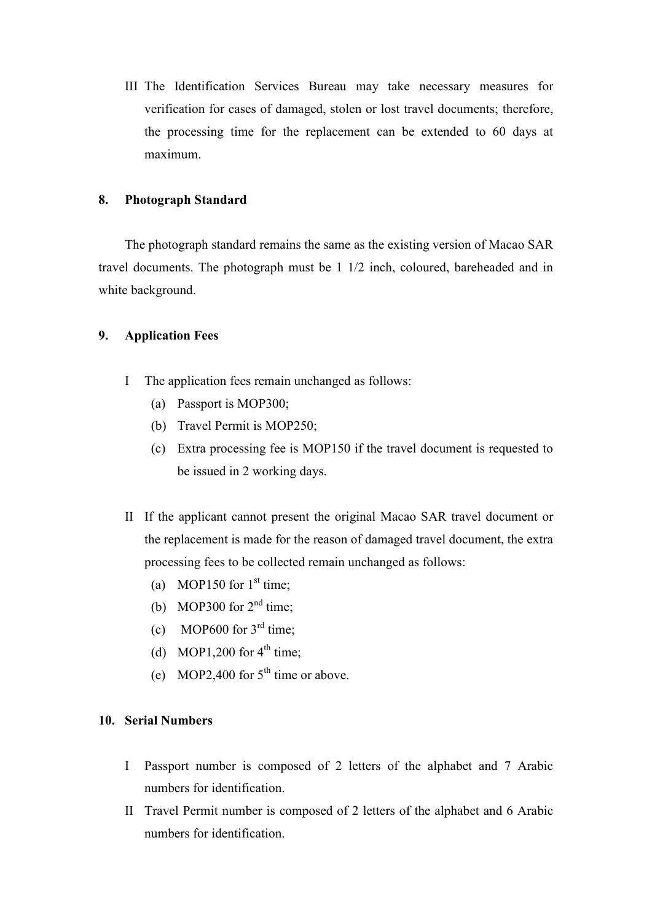III The Identification Services Bureau may take necessary measures for verification for cases of damaged, stolen or lost travel documents; therefore, the processing time for the replacement can be extended to 60 days at maximum.

## 8. Photograph Standard

The photograph standard remains the same as the existing version of Macao SAR travel documents. The photograph must be 1 1/2 inch, coloured, bareheaded and in white background.

## 9. Application Fees

I The application fees remain unchanged as follows:

(a) Passport is MOP300;

(b) Travel Permit is MOP250;

(c) Extra processing fee is MOP150 if the travel document is requested to be issued in 2 working days.

II If the applicant cannot present the original Macao SAR travel document or the replacement is made for the reason of damaged travel document, the extra processing fees to be collected remain unchanged as follows:

(a) MOP150 for 1st time;

(b) MOP300 for 2nd time;

(c) MOP600 for 3rd time;

(d) MOP1,200 for 4th time;

(e) MOP2,400 for 5th time or above.

## 10. Serial Numbers

I Passport number is composed of 2 letters of the alphabet and 7 Arabic numbers for identification.

II Travel Permit number is composed of 2 letters of the alphabet and 6 Arabic numbers for identification.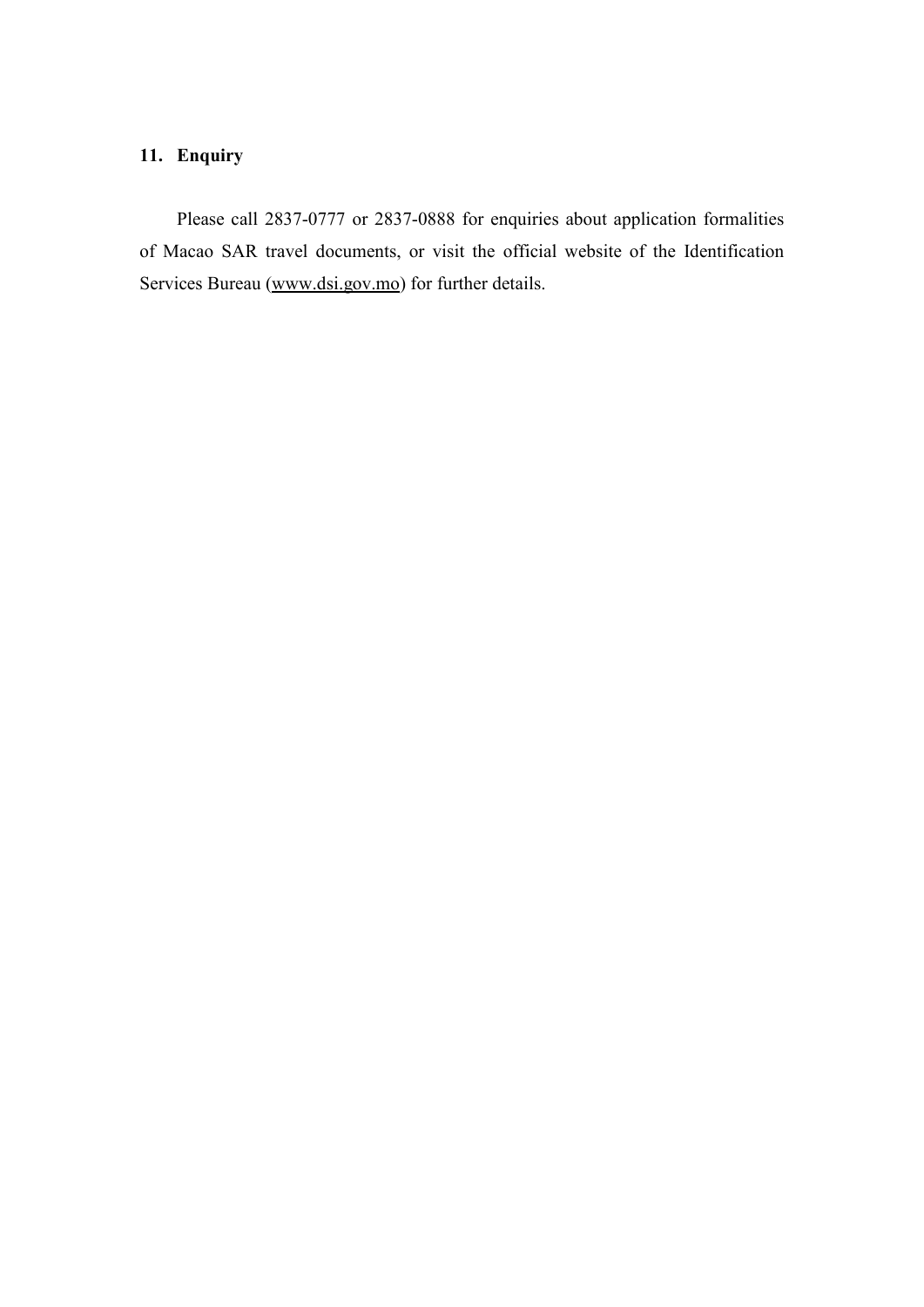## 11. Enquiry

Please call 2837-0777 or 2837-0888 for enquiries about application formalities of Macao SAR travel documents, or visit the official website of the Identification Services Bureau (www.dsi.gov.mo) for further details.